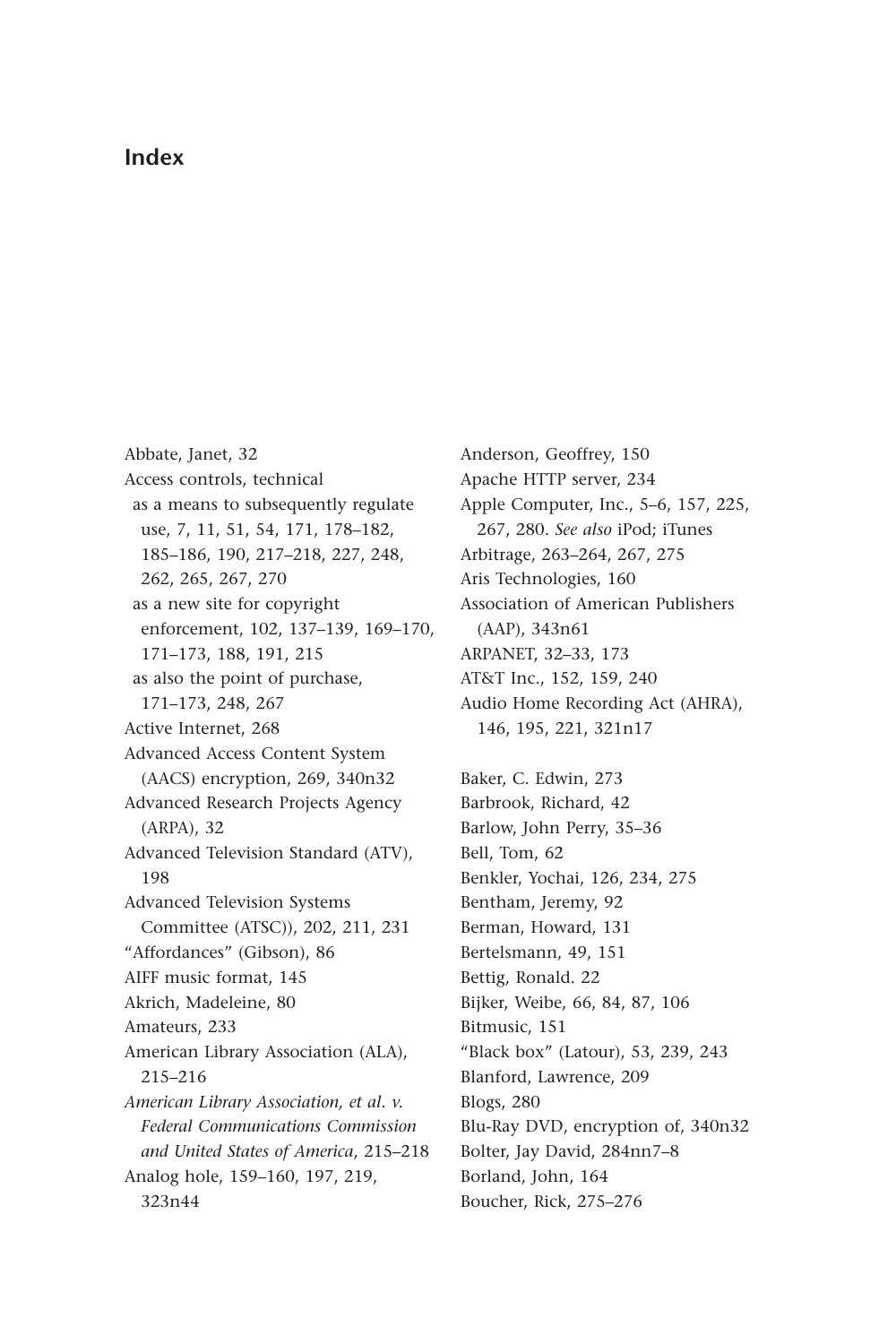# Index

Abbate, Janet, 32
Access controls, technical
 as a means to subsequently regulate use, 7, 11, 51, 54, 171, 178–182, 185–186, 190, 217–218, 227, 248, 262, 265, 267, 270
 as a new site for copyright enforcement, 102, 137–139, 169–170, 171–173, 188, 191, 215
 as also the point of purchase, 171–173, 248, 267
Active Internet, 268
Advanced Access Content System (AACS) encryption, 269, 340n32
Advanced Research Projects Agency (ARPA), 32
Advanced Television Standard (ATV), 198
Advanced Television Systems Committee (ATSC)), 202, 211, 231
"Affordances" (Gibson), 86
AIFF music format, 145
Akrich, Madeleine, 80
Amateurs, 233
American Library Association (ALA), 215–216
*American Library Association, et al. v. Federal Communications Commission and United States of America*, 215–218
Analog hole, 159–160, 197, 219, 323n44
Anderson, Geoffrey, 150
Apache HTTP server, 234
Apple Computer, Inc., 5–6, 157, 225, 267, 280. *See also* iPod; iTunes
Arbitrage, 263–264, 267, 275
Aris Technologies, 160
Association of American Publishers (AAP), 343n61
ARPANET, 32–33, 173
AT&T Inc., 152, 159, 240
Audio Home Recording Act (AHRA), 146, 195, 221, 321n17

Baker, C. Edwin, 273
Barbrook, Richard, 42
Barlow, John Perry, 35–36
Bell, Tom, 62
Benkler, Yochai, 126, 234, 275
Bentham, Jeremy, 92
Berman, Howard, 131
Bertelsmann, 49, 151
Bettig, Ronald. 22
Bijker, Weibe, 66, 84, 87, 106
Bitmusic, 151
"Black box" (Latour), 53, 239, 243
Blanford, Lawrence, 209
Blogs, 280
Blu-Ray DVD, encryption of, 340n32
Bolter, Jay David, 284nn7–8
Borland, John, 164
Boucher, Rick, 275–276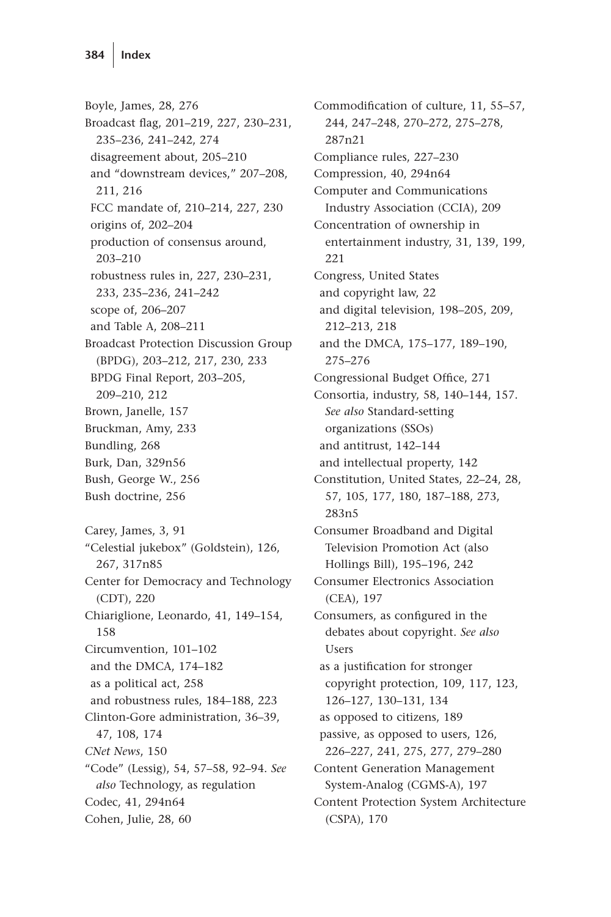Boyle, James, 28, 276
Broadcast flag, 201–219, 227, 230–231, 235–236, 241–242, 274
  disagreement about, 205–210
  and "downstream devices," 207–208, 211, 216
  FCC mandate of, 210–214, 227, 230
  origins of, 202–204
  production of consensus around, 203–210
  robustness rules in, 227, 230–231, 233, 235–236, 241–242
  scope of, 206–207
  and Table A, 208–211
Broadcast Protection Discussion Group (BPDG), 203–212, 217, 230, 233
  BPDG Final Report, 203–205, 209–210, 212
Brown, Janelle, 157
Bruckman, Amy, 233
Bundling, 268
Burk, Dan, 329n56
Bush, George W., 256
Bush doctrine, 256

Carey, James, 3, 91
"Celestial jukebox" (Goldstein), 126, 267, 317n85
Center for Democracy and Technology (CDT), 220
Chiariglione, Leonardo, 41, 149–154, 158
Circumvention, 101–102
  and the DMCA, 174–182
  as a political act, 258
  and robustness rules, 184–188, 223
Clinton-Gore administration, 36–39, 47, 108, 174
*CNet News*, 150
"Code" (Lessig), 54, 57–58, 92–94. *See also* Technology, as regulation
Codec, 41, 294n64
Cohen, Julie, 28, 60
Commodification of culture, 11, 55–57, 244, 247–248, 270–272, 275–278, 287n21
Compliance rules, 227–230
Compression, 40, 294n64
Computer and Communications Industry Association (CCIA), 209
Concentration of ownership in entertainment industry, 31, 139, 199, 221
Congress, United States
  and copyright law, 22
  and digital television, 198–205, 209, 212–213, 218
  and the DMCA, 175–177, 189–190, 275–276
Congressional Budget Office, 271
Consortia, industry, 58, 140–144, 157. *See also* Standard-setting organizations (SSOs)
  and antitrust, 142–144
  and intellectual property, 142
Constitution, United States, 22–24, 28, 57, 105, 177, 180, 187–188, 273, 283n5
Consumer Broadband and Digital Television Promotion Act (also Hollings Bill), 195–196, 242
Consumer Electronics Association (CEA), 197
Consumers, as configured in the debates about copyright. *See also* Users
  as a justification for stronger copyright protection, 109, 117, 123, 126–127, 130–131, 134
  as opposed to citizens, 189
  passive, as opposed to users, 126, 226–227, 241, 275, 277, 279–280
Content Generation Management System-Analog (CGMS-A), 197
Content Protection System Architecture (CSPA), 170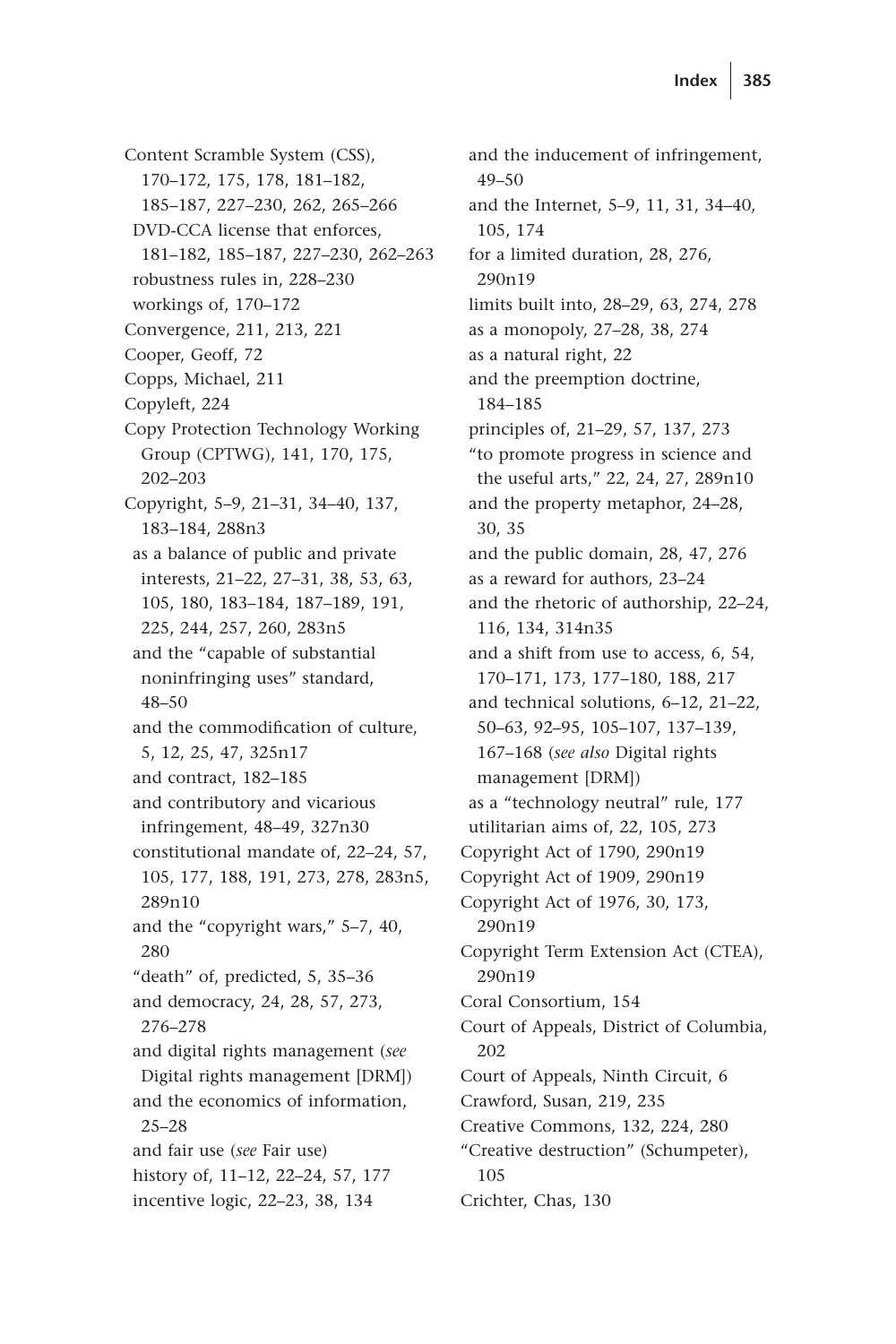Content Scramble System (CSS), 170–172, 175, 178, 181–182, 185–187, 227–230, 262, 265–266
- DVD-CCA license that enforces, 181–182, 185–187, 227–230, 262–263
- robustness rules in, 228–230
- workings of, 170–172

Convergence, 211, 213, 221

Cooper, Geoff, 72

Copps, Michael, 211

Copyleft, 224

Copy Protection Technology Working Group (CPTWG), 141, 170, 175, 202–203

Copyright, 5–9, 21–31, 34–40, 137, 183–184, 288n3
- as a balance of public and private interests, 21–22, 27–31, 38, 53, 63, 105, 180, 183–184, 187–189, 191, 225, 244, 257, 260, 283n5
- and the "capable of substantial noninfringing uses" standard, 48–50
- and the commodification of culture, 5, 12, 25, 47, 325n17
- and contract, 182–185
- and contributory and vicarious infringement, 48–49, 327n30
- constitutional mandate of, 22–24, 57, 105, 177, 188, 191, 273, 278, 283n5, 289n10
- and the "copyright wars," 5–7, 40, 280
- "death" of, predicted, 5, 35–36
- and democracy, 24, 28, 57, 273, 276–278
- and digital rights management (*see* Digital rights management [DRM])
- and the economics of information, 25–28
- and fair use (*see* Fair use)
- history of, 11–12, 22–24, 57, 177
- incentive logic, 22–23, 38, 134
- and the inducement of infringement, 49–50
- and the Internet, 5–9, 11, 31, 34–40, 105, 174
- for a limited duration, 28, 276, 290n19
- limits built into, 28–29, 63, 274, 278
- as a monopoly, 27–28, 38, 274
- as a natural right, 22
- and the preemption doctrine, 184–185
- principles of, 21–29, 57, 137, 273
- "to promote progress in science and the useful arts," 22, 24, 27, 289n10
- and the property metaphor, 24–28, 30, 35
- and the public domain, 28, 47, 276
- as a reward for authors, 23–24
- and the rhetoric of authorship, 22–24, 116, 134, 314n35
- and a shift from use to access, 6, 54, 170–171, 173, 177–180, 188, 217
- and technical solutions, 6–12, 21–22, 50–63, 92–95, 105–107, 137–139, 167–168 (*see also* Digital rights management [DRM])
- as a "technology neutral" rule, 177
- utilitarian aims of, 22, 105, 273

Copyright Act of 1790, 290n19

Copyright Act of 1909, 290n19

Copyright Act of 1976, 30, 173, 290n19

Copyright Term Extension Act (CTEA), 290n19

Coral Consortium, 154

Court of Appeals, District of Columbia, 202

Court of Appeals, Ninth Circuit, 6

Crawford, Susan, 219, 235

Creative Commons, 132, 224, 280

"Creative destruction" (Schumpeter), 105

Crichter, Chas, 130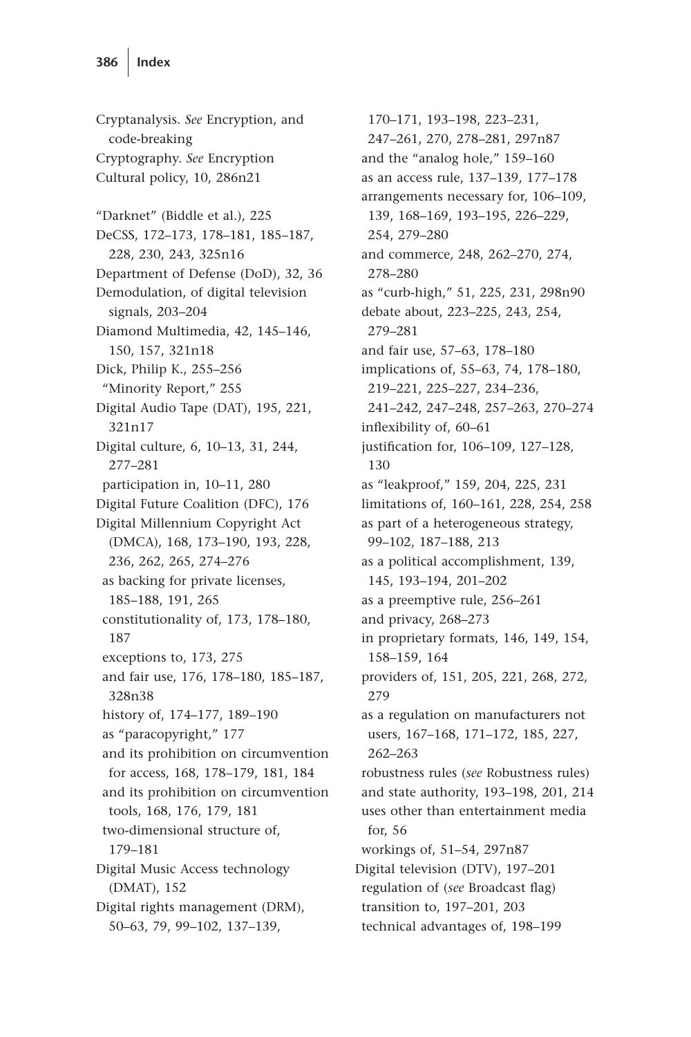Cryptanalysis. *See* Encryption, and code-breaking
Cryptography. *See* Encryption
Cultural policy, 10, 286n21

"Darknet" (Biddle et al.), 225
DeCSS, 172–173, 178–181, 185–187, 228, 230, 243, 325n16
Department of Defense (DoD), 32, 36
Demodulation, of digital television signals, 203–204
Diamond Multimedia, 42, 145–146, 150, 157, 321n18
Dick, Philip K., 255–256
  "Minority Report," 255
Digital Audio Tape (DAT), 195, 221, 321n17
Digital culture, 6, 10–13, 31, 244, 277–281
  participation in, 10–11, 280
Digital Future Coalition (DFC), 176
Digital Millennium Copyright Act (DMCA), 168, 173–190, 193, 228, 236, 262, 265, 274–276
  as backing for private licenses, 185–188, 191, 265
  constitutionality of, 173, 178–180, 187
  exceptions to, 173, 275
  and fair use, 176, 178–180, 185–187, 328n38
  history of, 174–177, 189–190
  as "paracopyright," 177
  and its prohibition on circumvention for access, 168, 178–179, 181, 184
  and its prohibition on circumvention tools, 168, 176, 179, 181
  two-dimensional structure of, 179–181
Digital Music Access technology (DMAT), 152
Digital rights management (DRM), 50–63, 79, 99–102, 137–139, 170–171, 193–198, 223–231, 247–261, 270, 278–281, 297n87
  and the "analog hole," 159–160
  as an access rule, 137–139, 177–178
  arrangements necessary for, 106–109, 139, 168–169, 193–195, 226–229, 254, 279–280
  and commerce, 248, 262–270, 274, 278–280
  as "curb-high," 51, 225, 231, 298n90
  debate about, 223–225, 243, 254, 279–281
  and fair use, 57–63, 178–180
  implications of, 55–63, 74, 178–180, 219–221, 225–227, 234–236, 241–242, 247–248, 257–263, 270–274
  inflexibility of, 60–61
  justification for, 106–109, 127–128, 130
  as "leakproof," 159, 204, 225, 231
  limitations of, 160–161, 228, 254, 258
  as part of a heterogeneous strategy, 99–102, 187–188, 213
  as a political accomplishment, 139, 145, 193–194, 201–202
  as a preemptive rule, 256–261
  and privacy, 268–273
  in proprietary formats, 146, 149, 154, 158–159, 164
  providers of, 151, 205, 221, 268, 272, 279
  as a regulation on manufacturers not users, 167–168, 171–172, 185, 227, 262–263
  robustness rules (*see* Robustness rules)
  and state authority, 193–198, 201, 214
  uses other than entertainment media for, 56
  workings of, 51–54, 297n87
Digital television (DTV), 197–201
  regulation of (*see* Broadcast flag)
  transition to, 197–201, 203
  technical advantages of, 198–199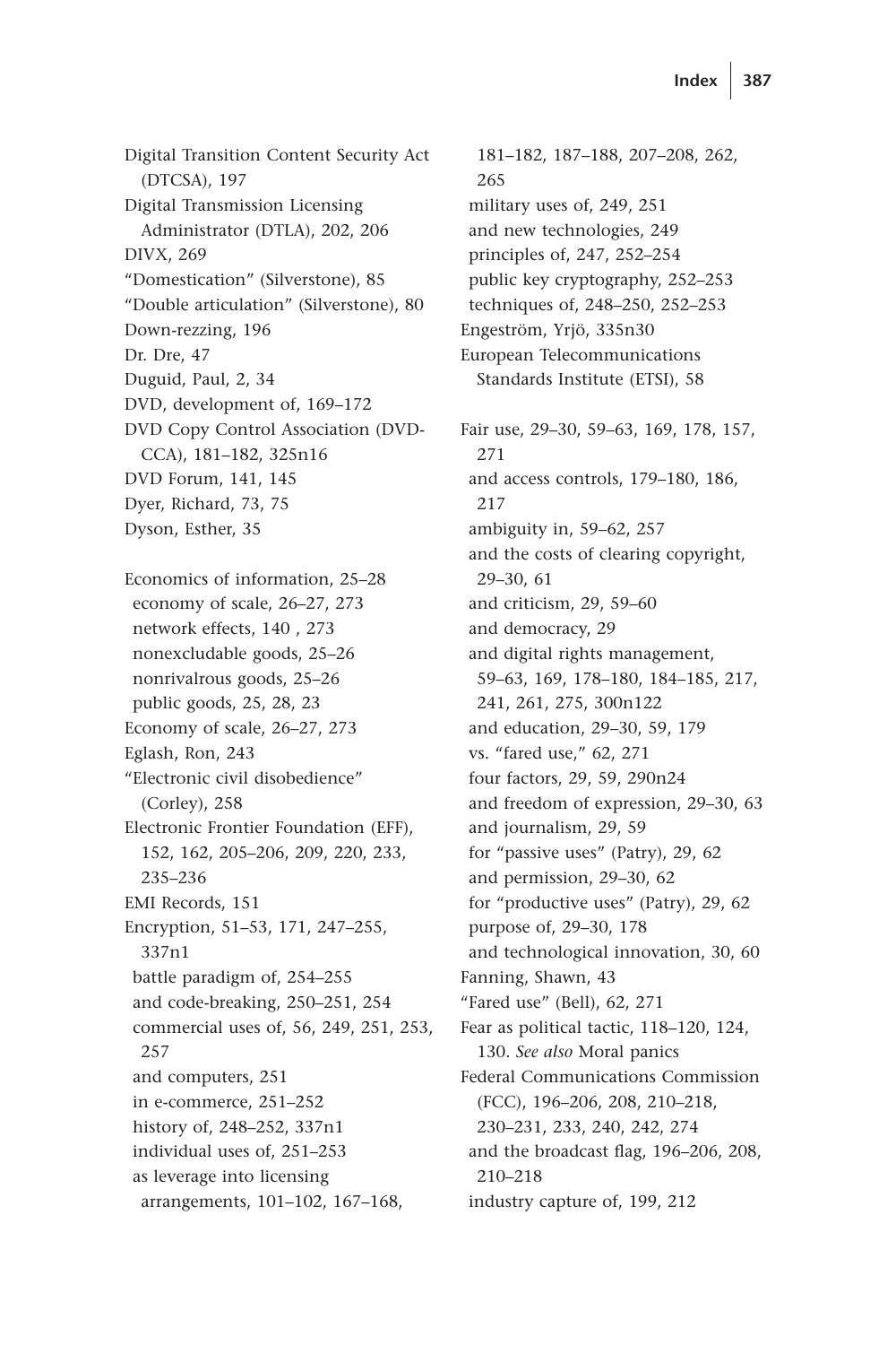Digital Transition Content Security Act (DTCSA), 197
Digital Transmission Licensing Administrator (DTLA), 202, 206
DIVX, 269
"Domestication" (Silverstone), 85
"Double articulation" (Silverstone), 80
Down-rezzing, 196
Dr. Dre, 47
Duguid, Paul, 2, 34
DVD, development of, 169–172
DVD Copy Control Association (DVD-CCA), 181–182, 325n16
DVD Forum, 141, 145
Dyer, Richard, 73, 75
Dyson, Esther, 35

Economics of information, 25–28
- economy of scale, 26–27, 273
- network effects, 140 , 273
- nonexcludable goods, 25–26
- nonrivalrous goods, 25–26
- public goods, 25, 28, 23

Economy of scale, 26–27, 273
Eglash, Ron, 243
"Electronic civil disobedience" (Corley), 258
Electronic Frontier Foundation (EFF), 152, 162, 205–206, 209, 220, 233, 235–236
EMI Records, 151
Encryption, 51–53, 171, 247–255, 337n1
- battle paradigm of, 254–255
- and code-breaking, 250–251, 254
- commercial uses of, 56, 249, 251, 253, 257
- and computers, 251
- in e-commerce, 251–252
- history of, 248–252, 337n1
- individual uses of, 251–253
- as leverage into licensing arrangements, 101–102, 167–168, 181–182, 187–188, 207–208, 262, 265
- military uses of, 249, 251
- and new technologies, 249
- principles of, 247, 252–254
- public key cryptography, 252–253
- techniques of, 248–250, 252–253

Engeström, Yrjö, 335n30
European Telecommunications Standards Institute (ETSI), 58

Fair use, 29–30, 59–63, 169, 178, 157, 271
- and access controls, 179–180, 186, 217
- ambiguity in, 59–62, 257
- and the costs of clearing copyright, 29–30, 61
- and criticism, 29, 59–60
- and democracy, 29
- and digital rights management, 59–63, 169, 178–180, 184–185, 217, 241, 261, 275, 300n122
- and education, 29–30, 59, 179
- vs. "fared use," 62, 271
- four factors, 29, 59, 290n24
- and freedom of expression, 29–30, 63
- and journalism, 29, 59
- for "passive uses" (Patry), 29, 62
- and permission, 29–30, 62
- for "productive uses" (Patry), 29, 62
- purpose of, 29–30, 178
- and technological innovation, 30, 60

Fanning, Shawn, 43
"Fared use" (Bell), 62, 271
Fear as political tactic, 118–120, 124, 130. *See also* Moral panics
Federal Communications Commission (FCC), 196–206, 208, 210–218, 230–231, 233, 240, 242, 274
- and the broadcast flag, 196–206, 208, 210–218
- industry capture of, 199, 212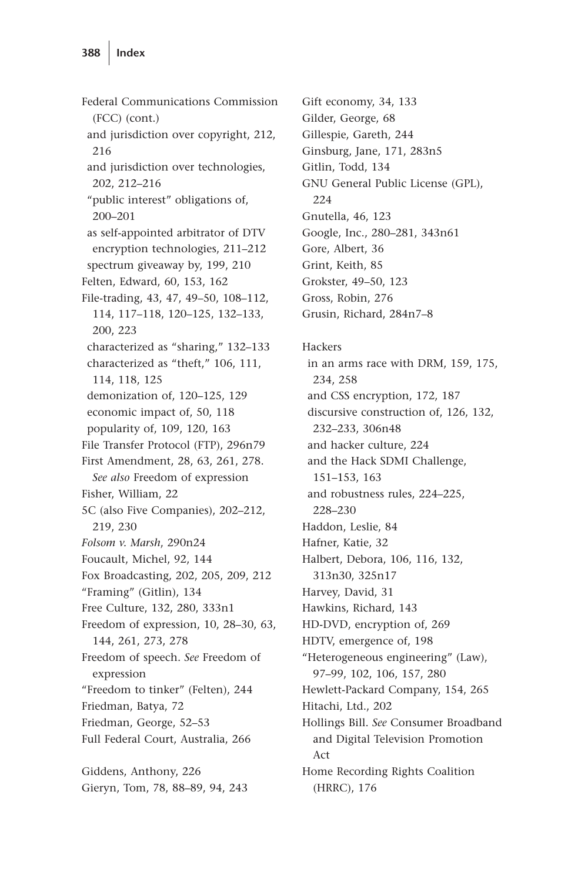Federal Communications Commission (FCC) (cont.)
  and jurisdiction over copyright, 212, 216
  and jurisdiction over technologies, 202, 212–216
  "public interest" obligations of, 200–201
  as self-appointed arbitrator of DTV encryption technologies, 211–212
  spectrum giveaway by, 199, 210
Felten, Edward, 60, 153, 162
File-trading, 43, 47, 49–50, 108–112, 114, 117–118, 120–125, 132–133, 200, 223
  characterized as "sharing," 132–133
  characterized as "theft," 106, 111, 114, 118, 125
  demonization of, 120–125, 129
  economic impact of, 50, 118
  popularity of, 109, 120, 163
File Transfer Protocol (FTP), 296n79
First Amendment, 28, 63, 261, 278. *See also* Freedom of expression
Fisher, William, 22
5C (also Five Companies), 202–212, 219, 230
*Folsom v. Marsh*, 290n24
Foucault, Michel, 92, 144
Fox Broadcasting, 202, 205, 209, 212
"Framing" (Gitlin), 134
Free Culture, 132, 280, 333n1
Freedom of expression, 10, 28–30, 63, 144, 261, 273, 278
Freedom of speech. *See* Freedom of expression
"Freedom to tinker" (Felten), 244
Friedman, Batya, 72
Friedman, George, 52–53
Full Federal Court, Australia, 266

Giddens, Anthony, 226
Gieryn, Tom, 78, 88–89, 94, 243
Gift economy, 34, 133
Gilder, George, 68
Gillespie, Gareth, 244
Ginsburg, Jane, 171, 283n5
Gitlin, Todd, 134
GNU General Public License (GPL), 224
Gnutella, 46, 123
Google, Inc., 280–281, 343n61
Gore, Albert, 36
Grint, Keith, 85
Grokster, 49–50, 123
Gross, Robin, 276
Grusin, Richard, 284n7–8

Hackers
  in an arms race with DRM, 159, 175, 234, 258
  and CSS encryption, 172, 187
  discursive construction of, 126, 132, 232–233, 306n48
  and hacker culture, 224
  and the Hack SDMI Challenge, 151–153, 163
  and robustness rules, 224–225, 228–230
Haddon, Leslie, 84
Hafner, Katie, 32
Halbert, Debora, 106, 116, 132, 313n30, 325n17
Harvey, David, 31
Hawkins, Richard, 143
HD-DVD, encryption of, 269
HDTV, emergence of, 198
"Heterogeneous engineering" (Law), 97–99, 102, 106, 157, 280
Hewlett-Packard Company, 154, 265
Hitachi, Ltd., 202
Hollings Bill. *See* Consumer Broadband and Digital Television Promotion Act
Home Recording Rights Coalition (HRRC), 176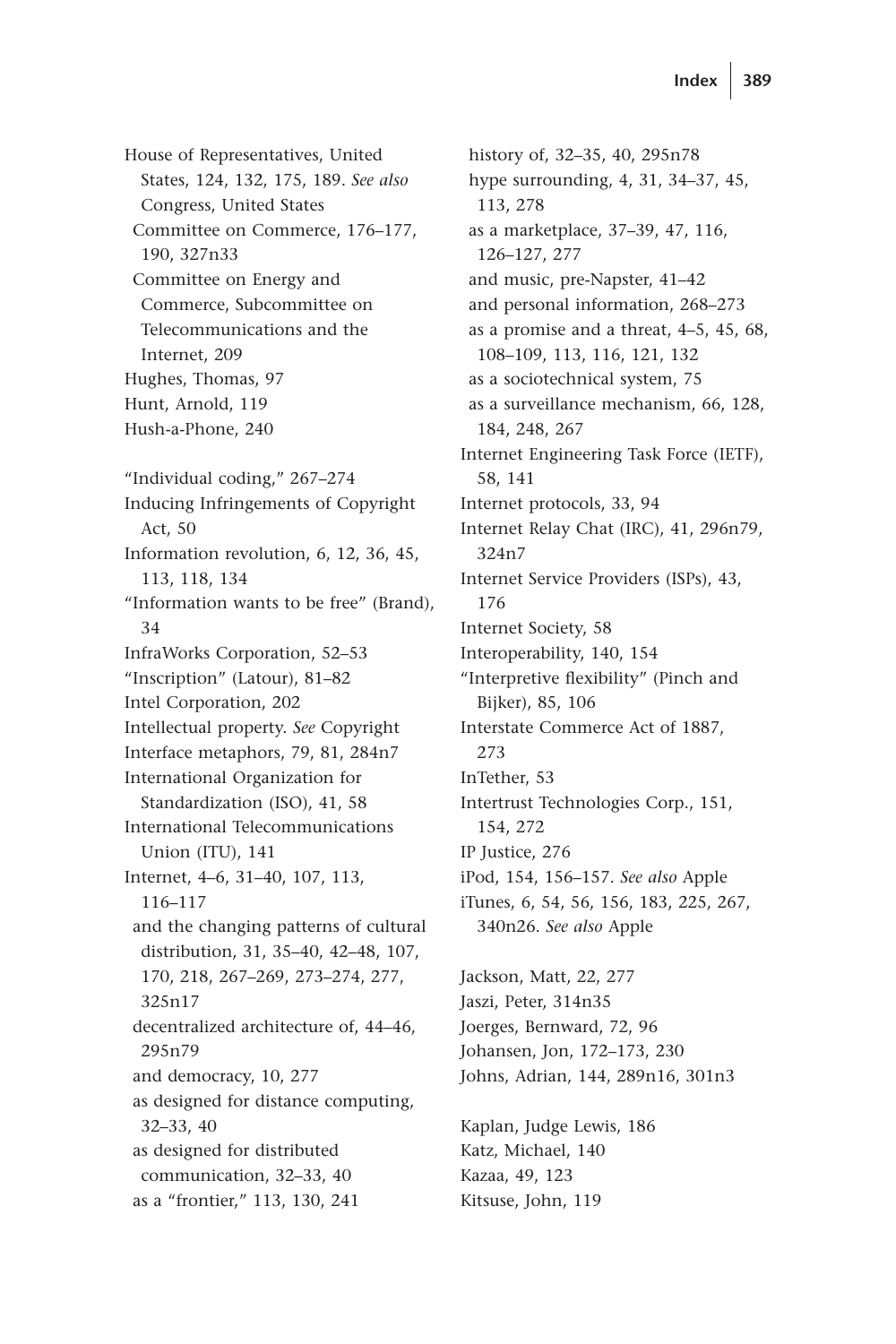House of Representatives, United States, 124, 132, 175, 189. *See also* Congress, United States
  Committee on Commerce, 176–177, 190, 327n33
  Committee on Energy and Commerce, Subcommittee on Telecommunications and the Internet, 209
Hughes, Thomas, 97
Hunt, Arnold, 119
Hush-a-Phone, 240

"Individual coding," 267–274
Inducing Infringements of Copyright Act, 50
Information revolution, 6, 12, 36, 45, 113, 118, 134
"Information wants to be free" (Brand), 34
InfraWorks Corporation, 52–53
"Inscription" (Latour), 81–82
Intel Corporation, 202
Intellectual property. *See* Copyright
Interface metaphors, 79, 81, 284n7
International Organization for Standardization (ISO), 41, 58
International Telecommunications Union (ITU), 141
Internet, 4–6, 31–40, 107, 113, 116–117
  and the changing patterns of cultural distribution, 31, 35–40, 42–48, 107, 170, 218, 267–269, 273–274, 277, 325n17
  decentralized architecture of, 44–46, 295n79
  and democracy, 10, 277
  as designed for distance computing, 32–33, 40
  as designed for distributed communication, 32–33, 40
  as a "frontier," 113, 130, 241
  history of, 32–35, 40, 295n78
  hype surrounding, 4, 31, 34–37, 45, 113, 278
  as a marketplace, 37–39, 47, 116, 126–127, 277
  and music, pre-Napster, 41–42
  and personal information, 268–273
  as a promise and a threat, 4–5, 45, 68, 108–109, 113, 116, 121, 132
  as a sociotechnical system, 75
  as a surveillance mechanism, 66, 128, 184, 248, 267
Internet Engineering Task Force (IETF), 58, 141
Internet protocols, 33, 94
Internet Relay Chat (IRC), 41, 296n79, 324n7
Internet Service Providers (ISPs), 43, 176
Internet Society, 58
Interoperability, 140, 154
"Interpretive flexibility" (Pinch and Bijker), 85, 106
Interstate Commerce Act of 1887, 273
InTether, 53
Intertrust Technologies Corp., 151, 154, 272
IP Justice, 276
iPod, 154, 156–157. *See also* Apple
iTunes, 6, 54, 56, 156, 183, 225, 267, 340n26. *See also* Apple

Jackson, Matt, 22, 277
Jaszi, Peter, 314n35
Joerges, Bernward, 72, 96
Johansen, Jon, 172–173, 230
Johns, Adrian, 144, 289n16, 301n3

Kaplan, Judge Lewis, 186
Katz, Michael, 140
Kazaa, 49, 123
Kitsuse, John, 119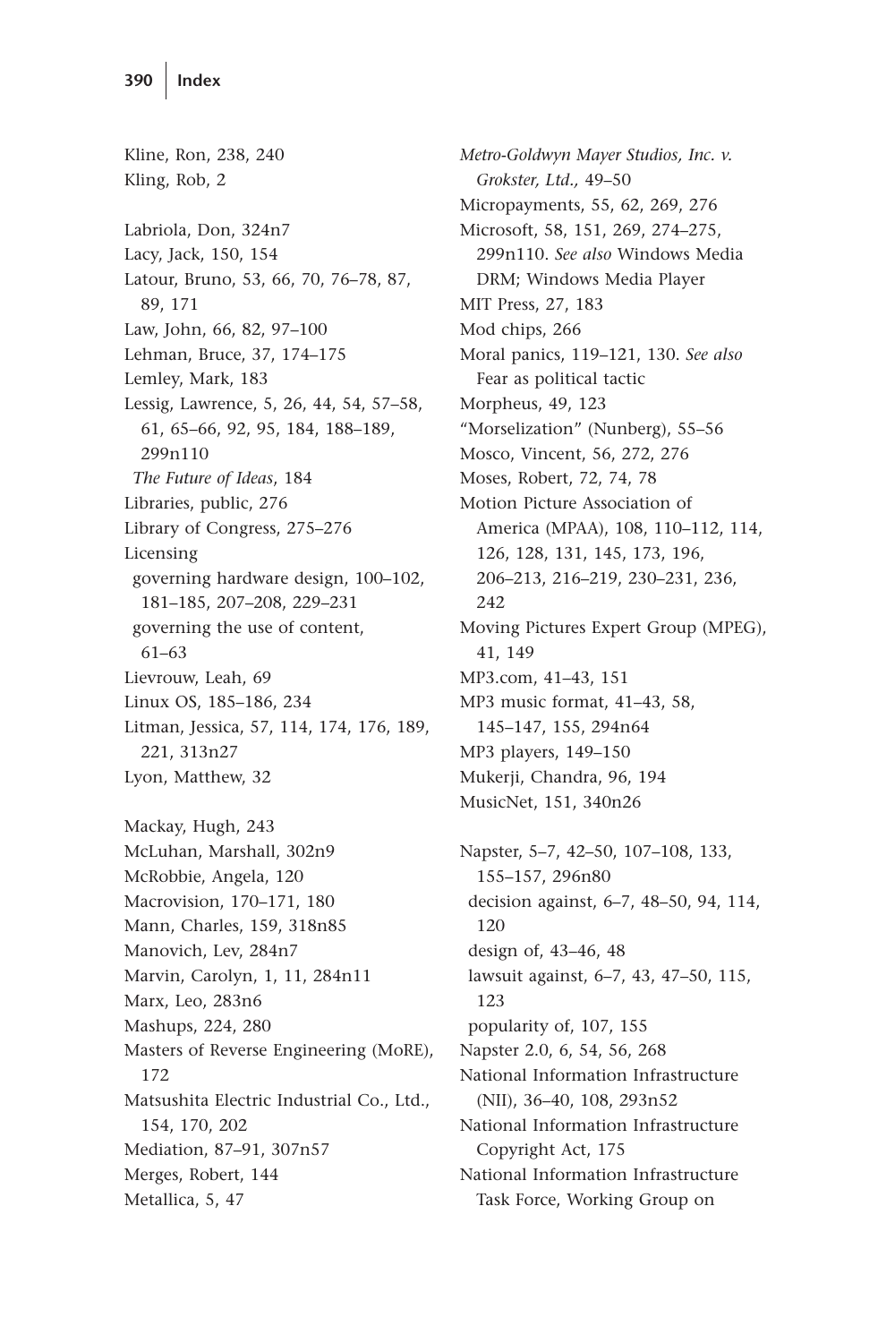Kline, Ron, 238, 240
Kling, Rob, 2

Labriola, Don, 324n7
Lacy, Jack, 150, 154
Latour, Bruno, 53, 66, 70, 76–78, 87, 89, 171
Law, John, 66, 82, 97–100
Lehman, Bruce, 37, 174–175
Lemley, Mark, 183
Lessig, Lawrence, 5, 26, 44, 54, 57–58, 61, 65–66, 92, 95, 184, 188–189, 299n110
  *The Future of Ideas*, 184
Libraries, public, 276
Library of Congress, 275–276
Licensing
  governing hardware design, 100–102, 181–185, 207–208, 229–231
  governing the use of content, 61–63
Lievrouw, Leah, 69
Linux OS, 185–186, 234
Litman, Jessica, 57, 114, 174, 176, 189, 221, 313n27
Lyon, Matthew, 32

Mackay, Hugh, 243
McLuhan, Marshall, 302n9
McRobbie, Angela, 120
Macrovision, 170–171, 180
Mann, Charles, 159, 318n85
Manovich, Lev, 284n7
Marvin, Carolyn, 1, 11, 284n11
Marx, Leo, 283n6
Mashups, 224, 280
Masters of Reverse Engineering (MoRE), 172
Matsushita Electric Industrial Co., Ltd., 154, 170, 202
Mediation, 87–91, 307n57
Merges, Robert, 144
Metallica, 5, 47
*Metro-Goldwyn Mayer Studios, Inc. v. Grokster, Ltd.,* 49–50
Micropayments, 55, 62, 269, 276
Microsoft, 58, 151, 269, 274–275, 299n110. *See also* Windows Media DRM; Windows Media Player
MIT Press, 27, 183
Mod chips, 266
Moral panics, 119–121, 130. *See also* Fear as political tactic
Morpheus, 49, 123
"Morselization" (Nunberg), 55–56
Mosco, Vincent, 56, 272, 276
Moses, Robert, 72, 74, 78
Motion Picture Association of America (MPAA), 108, 110–112, 114, 126, 128, 131, 145, 173, 196, 206–213, 216–219, 230–231, 236, 242
Moving Pictures Expert Group (MPEG), 41, 149
MP3.com, 41–43, 151
MP3 music format, 41–43, 58, 145–147, 155, 294n64
MP3 players, 149–150
Mukerji, Chandra, 96, 194
MusicNet, 151, 340n26

Napster, 5–7, 42–50, 107–108, 133, 155–157, 296n80
  decision against, 6–7, 48–50, 94, 114, 120
  design of, 43–46, 48
  lawsuit against, 6–7, 43, 47–50, 115, 123
  popularity of, 107, 155
Napster 2.0, 6, 54, 56, 268
National Information Infrastructure (NII), 36–40, 108, 293n52
National Information Infrastructure Copyright Act, 175
National Information Infrastructure Task Force, Working Group on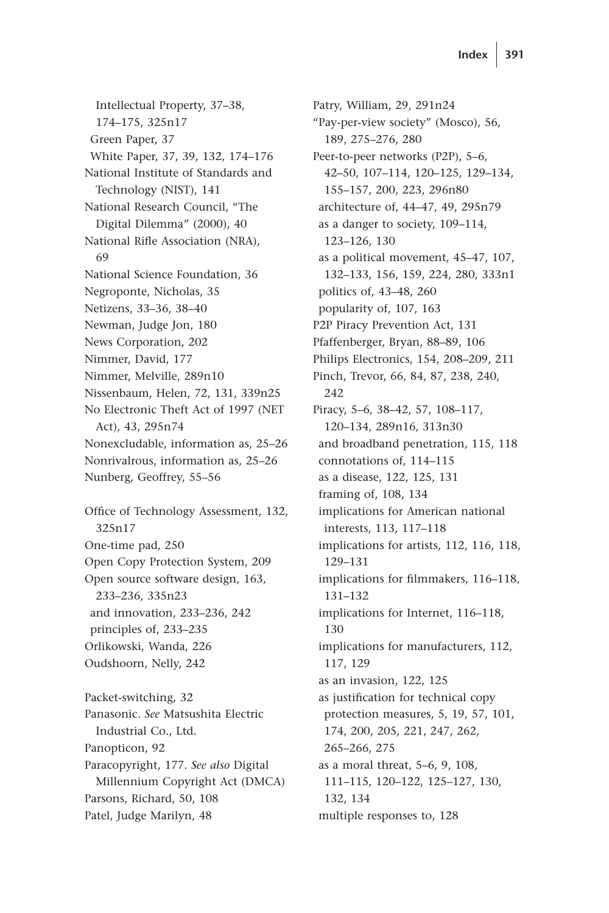Intellectual Property, 37–38, 174–175, 325n17
- Green Paper, 37
- White Paper, 37, 39, 132, 174–176

National Institute of Standards and Technology (NIST), 141
National Research Council, "The Digital Dilemma" (2000), 40
National Rifle Association (NRA), 69
National Science Foundation, 36
Negroponte, Nicholas, 35
Netizens, 33–36, 38–40
Newman, Judge Jon, 180
News Corporation, 202
Nimmer, David, 177
Nimmer, Melville, 289n10
Nissenbaum, Helen, 72, 131, 339n25
No Electronic Theft Act of 1997 (NET Act), 43, 295n74
Nonexcludable, information as, 25–26
Nonrivalrous, information as, 25–26
Nunberg, Geoffrey, 55–56

Office of Technology Assessment, 132, 325n17
One-time pad, 250
Open Copy Protection System, 209
Open source software design, 163, 233–236, 335n23
- and innovation, 233–236, 242
- principles of, 233–235

Orlikowski, Wanda, 226
Oudshoorn, Nelly, 242

Packet-switching, 32
Panasonic. *See* Matsushita Electric Industrial Co., Ltd.
Panopticon, 92
Paracopyright, 177. *See also* Digital Millennium Copyright Act (DMCA)
Parsons, Richard, 50, 108
Patel, Judge Marilyn, 48
Patry, William, 29, 291n24
"Pay-per-view society" (Mosco), 56, 189, 275–276, 280
Peer-to-peer networks (P2P), 5–6, 42–50, 107–114, 120–125, 129–134, 155–157, 200, 223, 296n80
- architecture of, 44–47, 49, 295n79
- as a danger to society, 109–114, 123–126, 130
- as a political movement, 45–47, 107, 132–133, 156, 159, 224, 280, 333n1
- politics of, 43–48, 260
- popularity of, 107, 163

P2P Piracy Prevention Act, 131
Pfaffenberger, Bryan, 88–89, 106
Philips Electronics, 154, 208–209, 211
Pinch, Trevor, 66, 84, 87, 238, 240, 242
Piracy, 5–6, 38–42, 57, 108–117, 120–134, 289n16, 313n30
- and broadband penetration, 115, 118
- connotations of, 114–115
- as a disease, 122, 125, 131
- framing of, 108, 134
- implications for American national interests, 113, 117–118
- implications for artists, 112, 116, 118, 129–131
- implications for filmmakers, 116–118, 131–132
- implications for Internet, 116–118, 130
- implications for manufacturers, 112, 117, 129
- as an invasion, 122, 125
- as justification for technical copy protection measures, 5, 19, 57, 101, 174, 200, 205, 221, 247, 262, 265–266, 275
- as a moral threat, 5–6, 9, 108, 111–115, 120–122, 125–127, 130, 132, 134
- multiple responses to, 128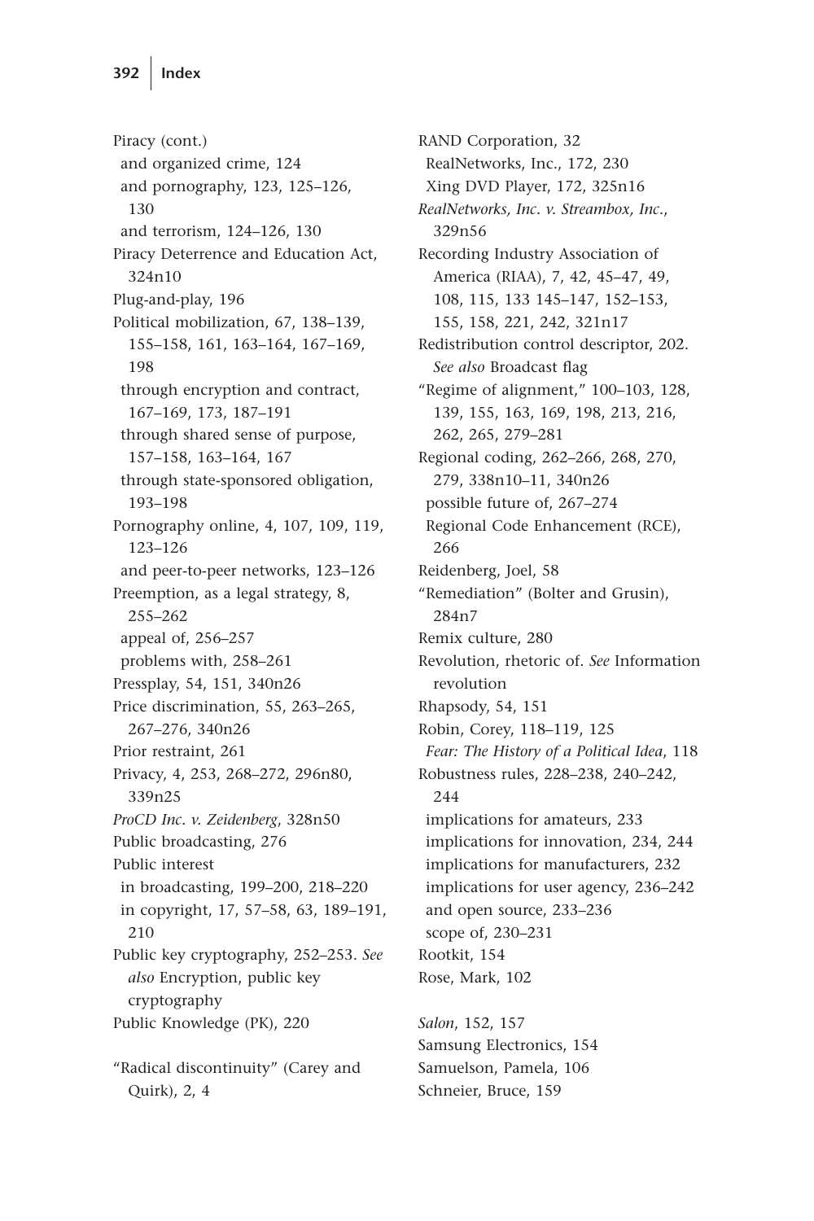Piracy (cont.)
  and organized crime, 124
  and pornography, 123, 125–126, 130
  and terrorism, 124–126, 130
Piracy Deterrence and Education Act, 324n10
Plug-and-play, 196
Political mobilization, 67, 138–139, 155–158, 161, 163–164, 167–169, 198
  through encryption and contract, 167–169, 173, 187–191
  through shared sense of purpose, 157–158, 163–164, 167
  through state-sponsored obligation, 193–198
Pornography online, 4, 107, 109, 119, 123–126
  and peer-to-peer networks, 123–126
Preemption, as a legal strategy, 8, 255–262
  appeal of, 256–257
  problems with, 258–261
Pressplay, 54, 151, 340n26
Price discrimination, 55, 263–265, 267–276, 340n26
Prior restraint, 261
Privacy, 4, 253, 268–272, 296n80, 339n25
*ProCD Inc. v. Zeidenberg*, 328n50
Public broadcasting, 276
Public interest
  in broadcasting, 199–200, 218–220
  in copyright, 17, 57–58, 63, 189–191, 210
Public key cryptography, 252–253. *See also* Encryption, public key cryptography
Public Knowledge (PK), 220

"Radical discontinuity" (Carey and Quirk), 2, 4
RAND Corporation, 32
RealNetworks, Inc., 172, 230
  Xing DVD Player, 172, 325n16
*RealNetworks, Inc. v. Streambox, Inc.*, 329n56
Recording Industry Association of America (RIAA), 7, 42, 45–47, 49, 108, 115, 133 145–147, 152–153, 155, 158, 221, 242, 321n17
Redistribution control descriptor, 202. *See also* Broadcast flag
"Regime of alignment," 100–103, 128, 139, 155, 163, 169, 198, 213, 216, 262, 265, 279–281
Regional coding, 262–266, 268, 270, 279, 338n10–11, 340n26
  possible future of, 267–274
  Regional Code Enhancement (RCE), 266
Reidenberg, Joel, 58
"Remediation" (Bolter and Grusin), 284n7
Remix culture, 280
Revolution, rhetoric of. *See* Information revolution
Rhapsody, 54, 151
Robin, Corey, 118–119, 125
  *Fear: The History of a Political Idea*, 118
Robustness rules, 228–238, 240–242, 244
  implications for amateurs, 233
  implications for innovation, 234, 244
  implications for manufacturers, 232
  implications for user agency, 236–242
  and open source, 233–236
  scope of, 230–231
Rootkit, 154
Rose, Mark, 102

*Salon*, 152, 157
Samsung Electronics, 154
Samuelson, Pamela, 106
Schneier, Bruce, 159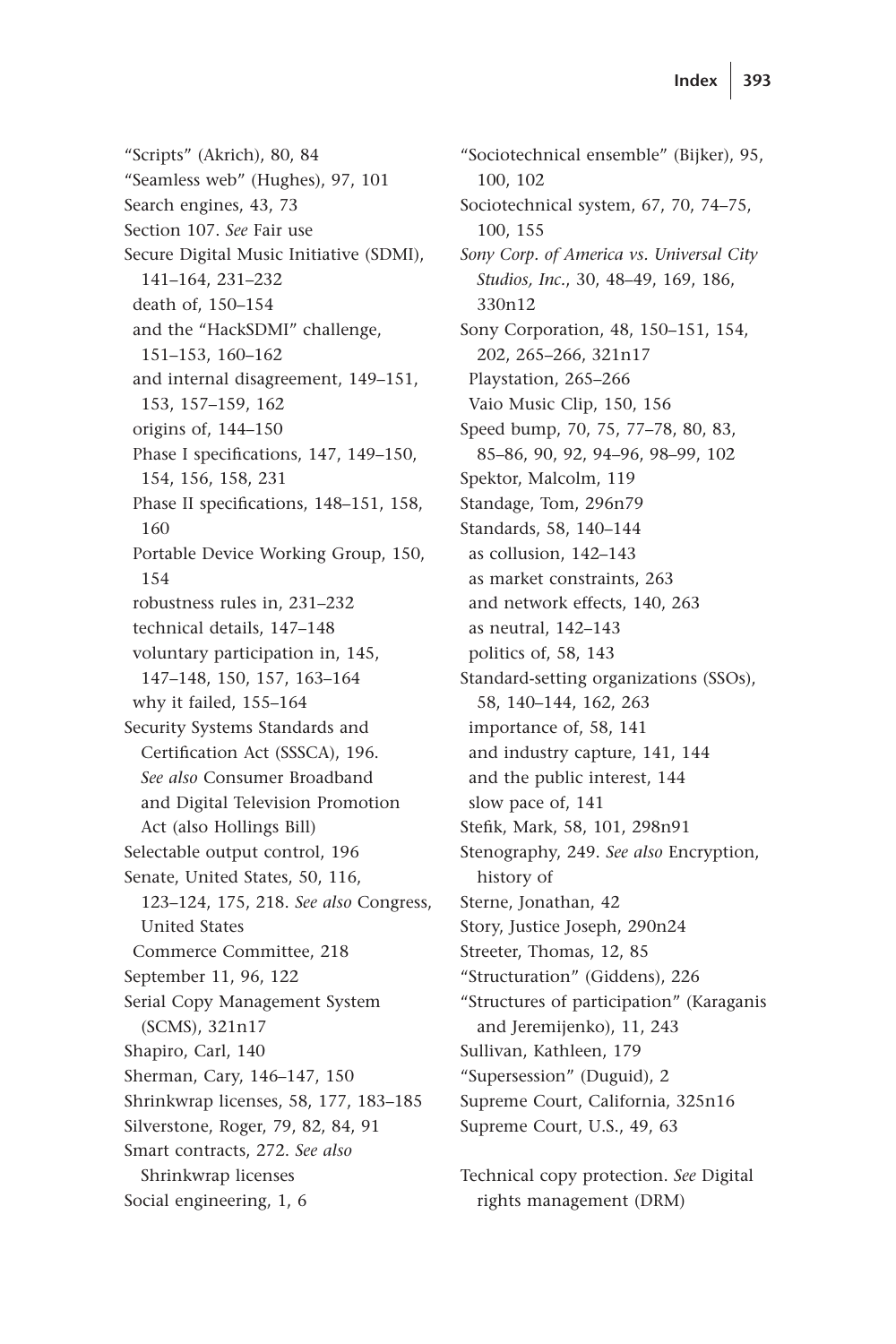"Scripts" (Akrich), 80, 84
"Seamless web" (Hughes), 97, 101
Search engines, 43, 73
Section 107. *See* Fair use
Secure Digital Music Initiative (SDMI), 141–164, 231–232
  death of, 150–154
  and the "HackSDMI" challenge, 151–153, 160–162
  and internal disagreement, 149–151, 153, 157–159, 162
  origins of, 144–150
  Phase I specifications, 147, 149–150, 154, 156, 158, 231
  Phase II specifications, 148–151, 158, 160
  Portable Device Working Group, 150, 154
  robustness rules in, 231–232
  technical details, 147–148
  voluntary participation in, 145, 147–148, 150, 157, 163–164
  why it failed, 155–164
Security Systems Standards and Certification Act (SSSCA), 196. *See also* Consumer Broadband and Digital Television Promotion Act (also Hollings Bill)
Selectable output control, 196
Senate, United States, 50, 116, 123–124, 175, 218. *See also* Congress, United States
  Commerce Committee, 218
September 11, 96, 122
Serial Copy Management System (SCMS), 321n17
Shapiro, Carl, 140
Sherman, Cary, 146–147, 150
Shrinkwrap licenses, 58, 177, 183–185
Silverstone, Roger, 79, 82, 84, 91
Smart contracts, 272. *See also* Shrinkwrap licenses
Social engineering, 1, 6
"Sociotechnical ensemble" (Bijker), 95, 100, 102
Sociotechnical system, 67, 70, 74–75, 100, 155
*Sony Corp. of America vs. Universal City Studios, Inc.*, 30, 48–49, 169, 186, 330n12
Sony Corporation, 48, 150–151, 154, 202, 265–266, 321n17
  Playstation, 265–266
  Vaio Music Clip, 150, 156
Speed bump, 70, 75, 77–78, 80, 83, 85–86, 90, 92, 94–96, 98–99, 102
Spektor, Malcolm, 119
Standage, Tom, 296n79
Standards, 58, 140–144
  as collusion, 142–143
  as market constraints, 263
  and network effects, 140, 263
  as neutral, 142–143
  politics of, 58, 143
Standard-setting organizations (SSOs), 58, 140–144, 162, 263
  importance of, 58, 141
  and industry capture, 141, 144
  and the public interest, 144
  slow pace of, 141
Stefik, Mark, 58, 101, 298n91
Stenography, 249. *See also* Encryption, history of
Sterne, Jonathan, 42
Story, Justice Joseph, 290n24
Streeter, Thomas, 12, 85
"Structuration" (Giddens), 226
"Structures of participation" (Karaganis and Jeremijenko), 11, 243
Sullivan, Kathleen, 179
"Supersession" (Duguid), 2
Supreme Court, California, 325n16
Supreme Court, U.S., 49, 63

Technical copy protection. *See* Digital rights management (DRM)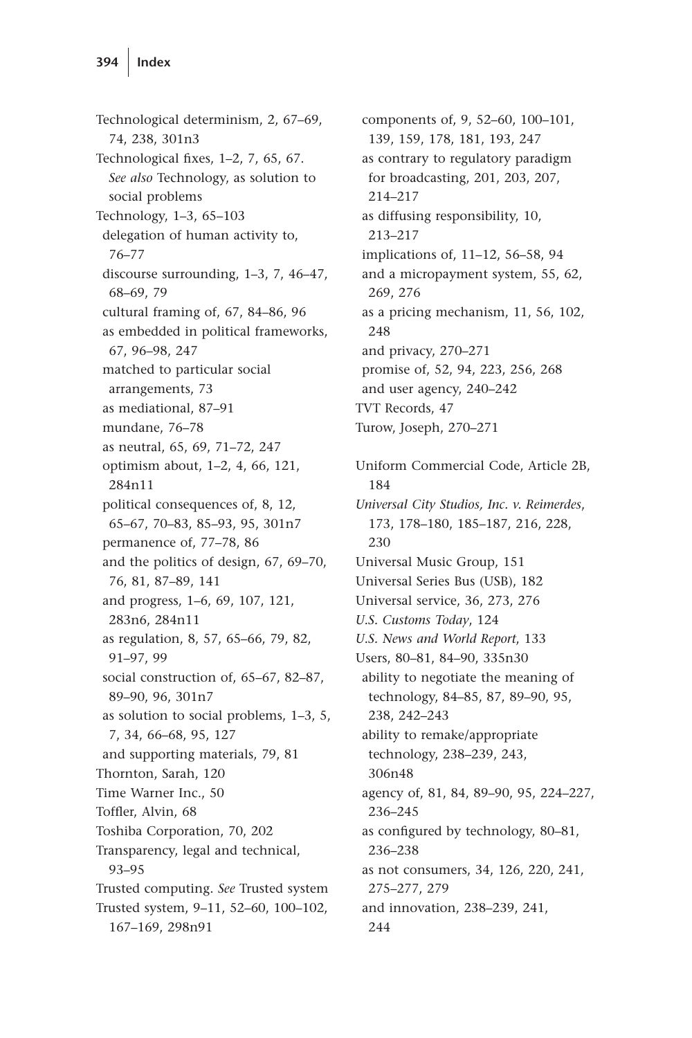Technological determinism, 2, 67–69, 74, 238, 301n3
Technological fixes, 1–2, 7, 65, 67. *See also* Technology, as solution to social problems
Technology, 1–3, 65–103
- delegation of human activity to, 76–77
- discourse surrounding, 1–3, 7, 46–47, 68–69, 79
- cultural framing of, 67, 84–86, 96
- as embedded in political frameworks, 67, 96–98, 247
- matched to particular social arrangements, 73
- as mediational, 87–91
- mundane, 76–78
- as neutral, 65, 69, 71–72, 247
- optimism about, 1–2, 4, 66, 121, 284n11
- political consequences of, 8, 12, 65–67, 70–83, 85–93, 95, 301n7
- permanence of, 77–78, 86
- and the politics of design, 67, 69–70, 76, 81, 87–89, 141
- and progress, 1–6, 69, 107, 121, 283n6, 284n11
- as regulation, 8, 57, 65–66, 79, 82, 91–97, 99
- social construction of, 65–67, 82–87, 89–90, 96, 301n7
- as solution to social problems, 1–3, 5, 7, 34, 66–68, 95, 127
- and supporting materials, 79, 81

Thornton, Sarah, 120
Time Warner Inc., 50
Toffler, Alvin, 68
Toshiba Corporation, 70, 202
Transparency, legal and technical, 93–95
Trusted computing. *See* Trusted system
Trusted system, 9–11, 52–60, 100–102, 167–169, 298n91
- components of, 9, 52–60, 100–101, 139, 159, 178, 181, 193, 247
- as contrary to regulatory paradigm for broadcasting, 201, 203, 207, 214–217
- as diffusing responsibility, 10, 213–217
- implications of, 11–12, 56–58, 94
- and a micropayment system, 55, 62, 269, 276
- as a pricing mechanism, 11, 56, 102, 248
- and privacy, 270–271
- promise of, 52, 94, 223, 256, 268
- and user agency, 240–242

TVT Records, 47
Turow, Joseph, 270–271

Uniform Commercial Code, Article 2B, 184
*Universal City Studios, Inc. v. Reimerdes*, 173, 178–180, 185–187, 216, 228, 230
Universal Music Group, 151
Universal Series Bus (USB), 182
Universal service, 36, 273, 276
*U.S. Customs Today*, 124
*U.S. News and World Report*, 133
Users, 80–81, 84–90, 335n30
- ability to negotiate the meaning of technology, 84–85, 87, 89–90, 95, 238, 242–243
- ability to remake/appropriate technology, 238–239, 243, 306n48
- agency of, 81, 84, 89–90, 95, 224–227, 236–245
- as configured by technology, 80–81, 236–238
- as not consumers, 34, 126, 220, 241, 275–277, 279
- and innovation, 238–239, 241, 244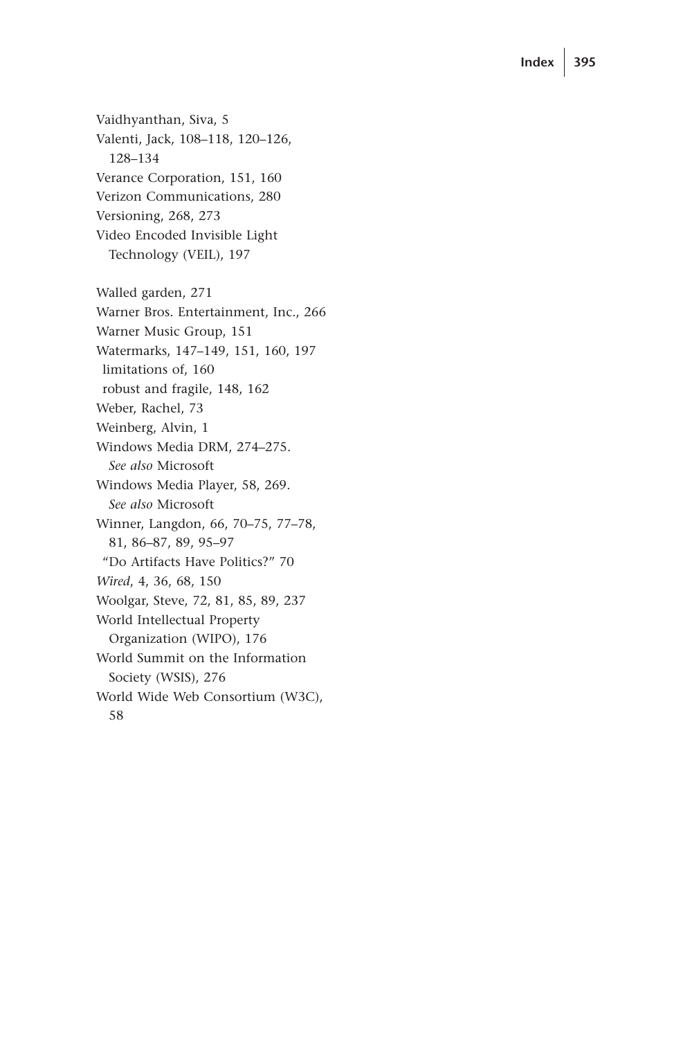Vaidhyanthan, Siva, 5
Valenti, Jack, 108–118, 120–126, 128–134
Verance Corporation, 151, 160
Verizon Communications, 280
Versioning, 268, 273
Video Encoded Invisible Light Technology (VEIL), 197

Walled garden, 271
Warner Bros. Entertainment, Inc., 266
Warner Music Group, 151
Watermarks, 147–149, 151, 160, 197
 limitations of, 160
 robust and fragile, 148, 162
Weber, Rachel, 73
Weinberg, Alvin, 1
Windows Media DRM, 274–275. *See also* Microsoft
Windows Media Player, 58, 269. *See also* Microsoft
Winner, Langdon, 66, 70–75, 77–78, 81, 86–87, 89, 95–97
 "Do Artifacts Have Politics?" 70
*Wired*, 4, 36, 68, 150
Woolgar, Steve, 72, 81, 85, 89, 237
World Intellectual Property Organization (WIPO), 176
World Summit on the Information Society (WSIS), 276
World Wide Web Consortium (W3C), 58